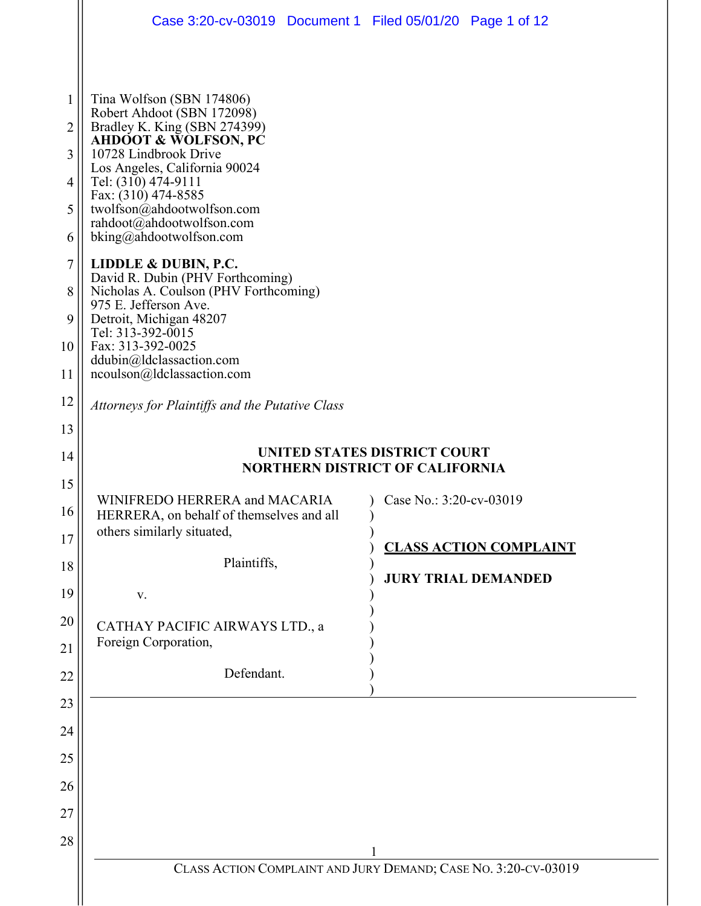Tina Wolfson (SBN 174806)
Robert Ahdoot (SBN 172098)
Bradley K. King (SBN 274399)
**AHDOOT & WOLFSON, PC**
10728 Lindbrook Drive
Los Angeles, California 90024
Tel: (310) 474-9111
Fax: (310) 474-8585
twolfson@ahdootwolfson.com
rahdoot@ahdootwolfson.com
bking@ahdootwolfson.com

**LIDDLE & DUBIN, P.C.**
David R. Dubin (PHV Forthcoming)
Nicholas A. Coulson (PHV Forthcoming)
975 E. Jefferson Ave.
Detroit, Michigan 48207
Tel: 313-392-0015
Fax: 313-392-0025
ddubin@ldclassaction.com
ncoulson@ldclassaction.com

*Attorneys for Plaintiffs and the Putative Class*

**UNITED STATES DISTRICT COURT**
**NORTHERN DISTRICT OF CALIFORNIA**

| | |
|---|---|
| WINIFREDO HERRERA and MACARIA HERRERA, on behalf of themselves and all others similarly situated,<br><br>Plaintiffs,<br><br>v.<br><br>CATHAY PACIFIC AIRWAYS LTD., a Foreign Corporation,<br><br>Defendant. | Case No.: 3:20-cv-03019<br><br>**CLASS ACTION COMPLAINT**<br><br>**JURY TRIAL DEMANDED** |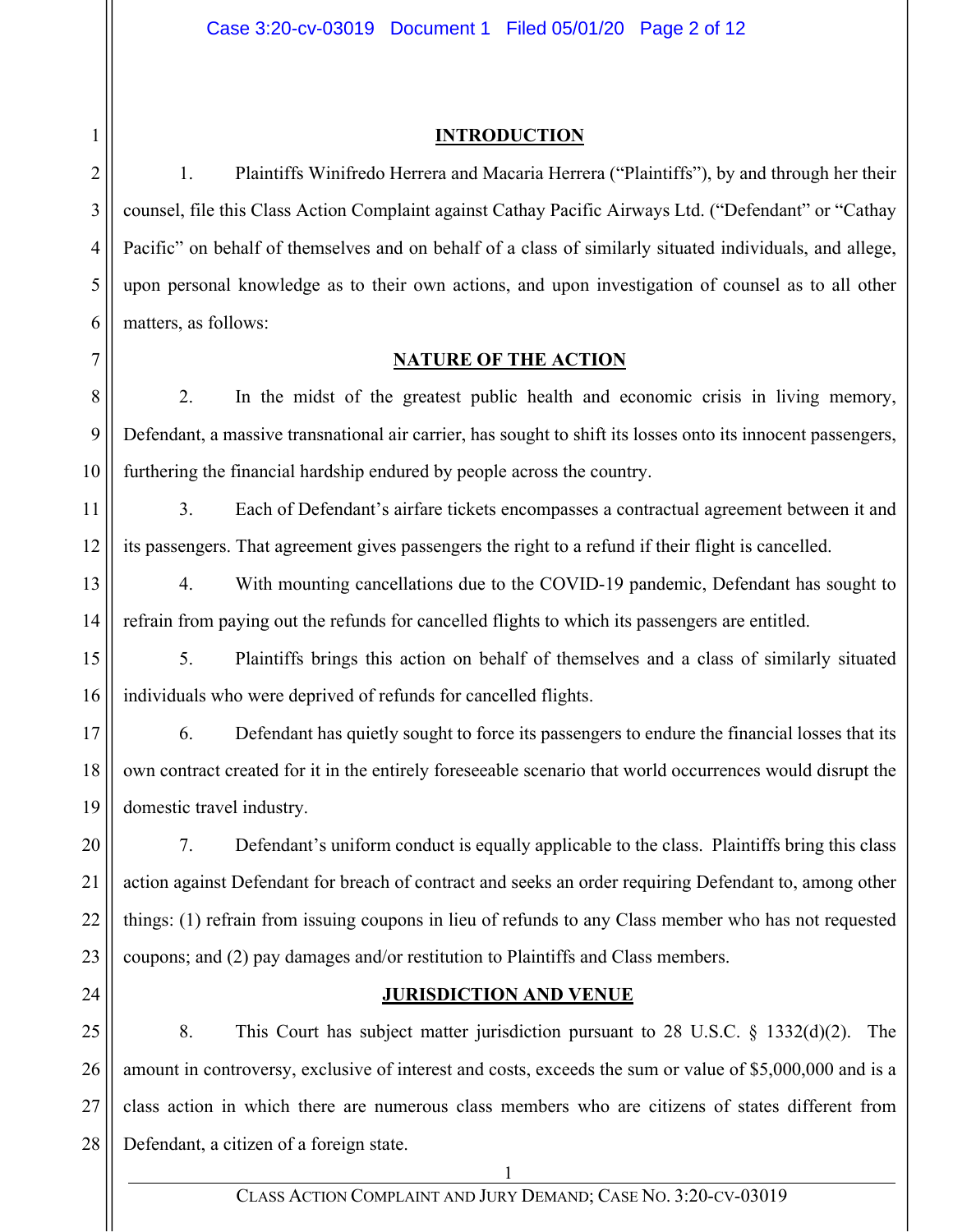## INTRODUCTION

1. Plaintiffs Winifredo Herrera and Macaria Herrera ("Plaintiffs"), by and through her their counsel, file this Class Action Complaint against Cathay Pacific Airways Ltd. ("Defendant" or "Cathay Pacific" on behalf of themselves and on behalf of a class of similarly situated individuals, and allege, upon personal knowledge as to their own actions, and upon investigation of counsel as to all other matters, as follows:

## NATURE OF THE ACTION

2. In the midst of the greatest public health and economic crisis in living memory, Defendant, a massive transnational air carrier, has sought to shift its losses onto its innocent passengers, furthering the financial hardship endured by people across the country.

3. Each of Defendant's airfare tickets encompasses a contractual agreement between it and its passengers. That agreement gives passengers the right to a refund if their flight is cancelled.

4. With mounting cancellations due to the COVID-19 pandemic, Defendant has sought to refrain from paying out the refunds for cancelled flights to which its passengers are entitled.

5. Plaintiffs brings this action on behalf of themselves and a class of similarly situated individuals who were deprived of refunds for cancelled flights.

6. Defendant has quietly sought to force its passengers to endure the financial losses that its own contract created for it in the entirely foreseeable scenario that world occurrences would disrupt the domestic travel industry.

7. Defendant's uniform conduct is equally applicable to the class. Plaintiffs bring this class action against Defendant for breach of contract and seeks an order requiring Defendant to, among other things: (1) refrain from issuing coupons in lieu of refunds to any Class member who has not requested coupons; and (2) pay damages and/or restitution to Plaintiffs and Class members.

## JURISDICTION AND VENUE

8. This Court has subject matter jurisdiction pursuant to 28 U.S.C. § 1332(d)(2). The amount in controversy, exclusive of interest and costs, exceeds the sum or value of $5,000,000 and is a class action in which there are numerous class members who are citizens of states different from Defendant, a citizen of a foreign state.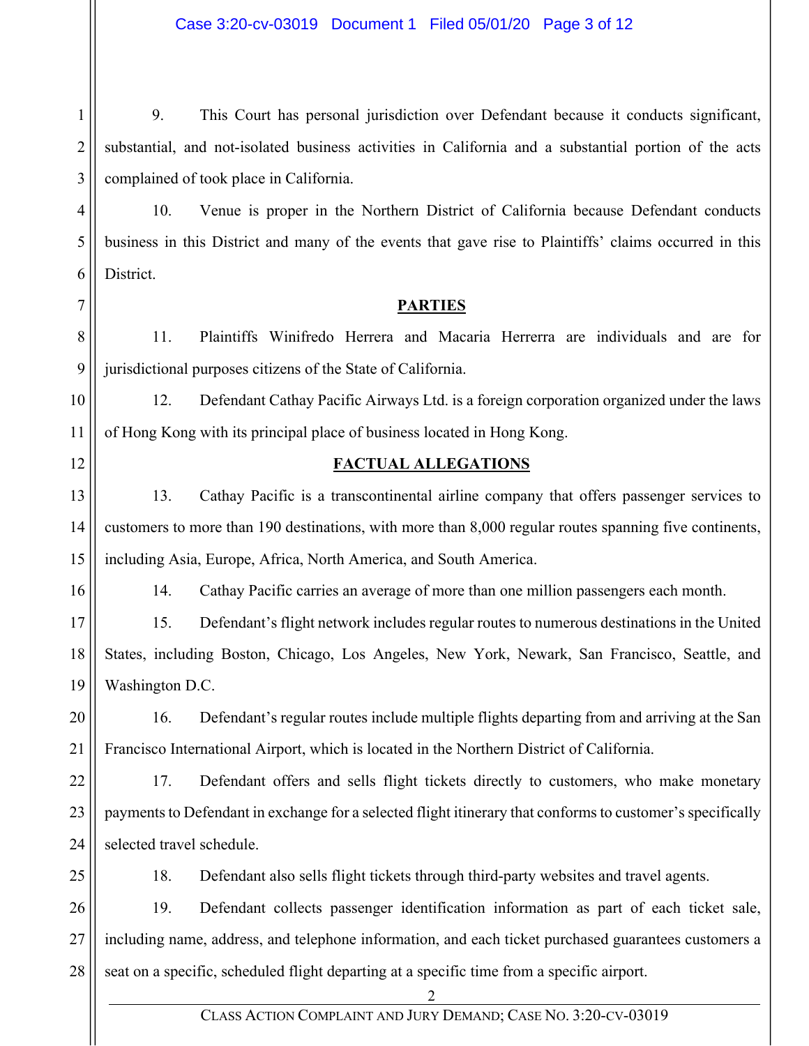9. This Court has personal jurisdiction over Defendant because it conducts significant, substantial, and not-isolated business activities in California and a substantial portion of the acts complained of took place in California.

10. Venue is proper in the Northern District of California because Defendant conducts business in this District and many of the events that gave rise to Plaintiffs' claims occurred in this District.

## PARTIES

11. Plaintiffs Winifredo Herrera and Macaria Herrerra are individuals and are for jurisdictional purposes citizens of the State of California.

12. Defendant Cathay Pacific Airways Ltd. is a foreign corporation organized under the laws of Hong Kong with its principal place of business located in Hong Kong.

## FACTUAL ALLEGATIONS

13. Cathay Pacific is a transcontinental airline company that offers passenger services to customers to more than 190 destinations, with more than 8,000 regular routes spanning five continents, including Asia, Europe, Africa, North America, and South America.

14. Cathay Pacific carries an average of more than one million passengers each month.

15. Defendant's flight network includes regular routes to numerous destinations in the United States, including Boston, Chicago, Los Angeles, New York, Newark, San Francisco, Seattle, and Washington D.C.

16. Defendant's regular routes include multiple flights departing from and arriving at the San Francisco International Airport, which is located in the Northern District of California.

17. Defendant offers and sells flight tickets directly to customers, who make monetary payments to Defendant in exchange for a selected flight itinerary that conforms to customer's specifically selected travel schedule.

18. Defendant also sells flight tickets through third-party websites and travel agents.

19. Defendant collects passenger identification information as part of each ticket sale, including name, address, and telephone information, and each ticket purchased guarantees customers a seat on a specific, scheduled flight departing at a specific time from a specific airport.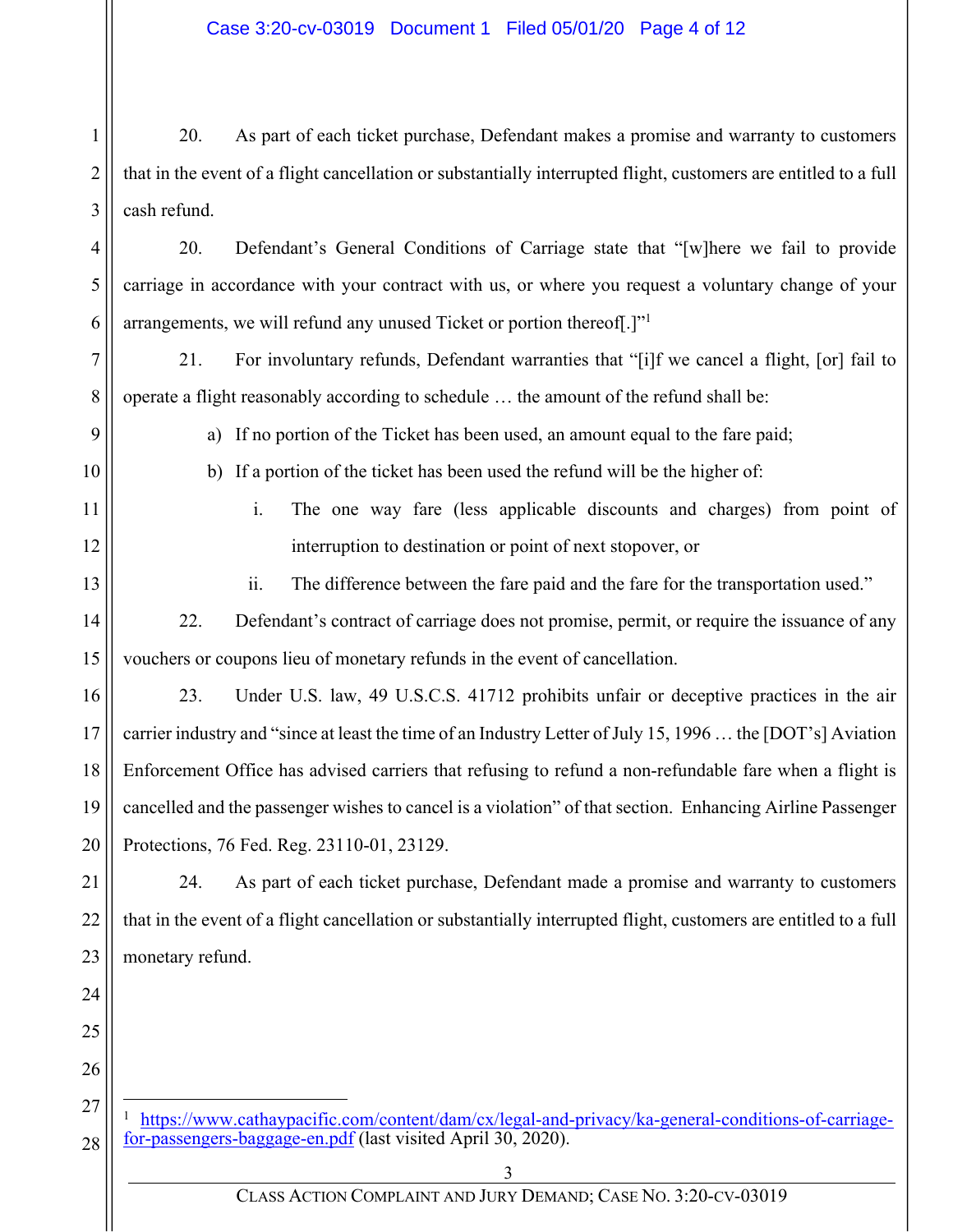20. As part of each ticket purchase, Defendant makes a promise and warranty to customers that in the event of a flight cancellation or substantially interrupted flight, customers are entitled to a full cash refund.

20. Defendant's General Conditions of Carriage state that "[w]here we fail to provide carriage in accordance with your contract with us, or where you request a voluntary change of your arrangements, we will refund any unused Ticket or portion thereof[.]"[1]

21. For involuntary refunds, Defendant warranties that "[i]f we cancel a flight, [or] fail to operate a flight reasonably according to schedule … the amount of the refund shall be:

a) If no portion of the Ticket has been used, an amount equal to the fare paid;

b) If a portion of the ticket has been used the refund will be the higher of:

   i. The one way fare (less applicable discounts and charges) from point of interruption to destination or point of next stopover, or

   ii. The difference between the fare paid and the fare for the transportation used."

22. Defendant's contract of carriage does not promise, permit, or require the issuance of any vouchers or coupons lieu of monetary refunds in the event of cancellation.

23. Under U.S. law, 49 U.S.C.S. 41712 prohibits unfair or deceptive practices in the air carrier industry and "since at least the time of an Industry Letter of July 15, 1996 … the [DOT's] Aviation Enforcement Office has advised carriers that refusing to refund a non-refundable fare when a flight is cancelled and the passenger wishes to cancel is a violation" of that section. Enhancing Airline Passenger Protections, 76 Fed. Reg. 23110-01, 23129.

24. As part of each ticket purchase, Defendant made a promise and warranty to customers that in the event of a flight cancellation or substantially interrupted flight, customers are entitled to a full monetary refund.

---

[1] https://www.cathaypacific.com/content/dam/cx/legal-and-privacy/ka-general-conditions-of-carriage-for-passengers-baggage-en.pdf (last visited April 30, 2020).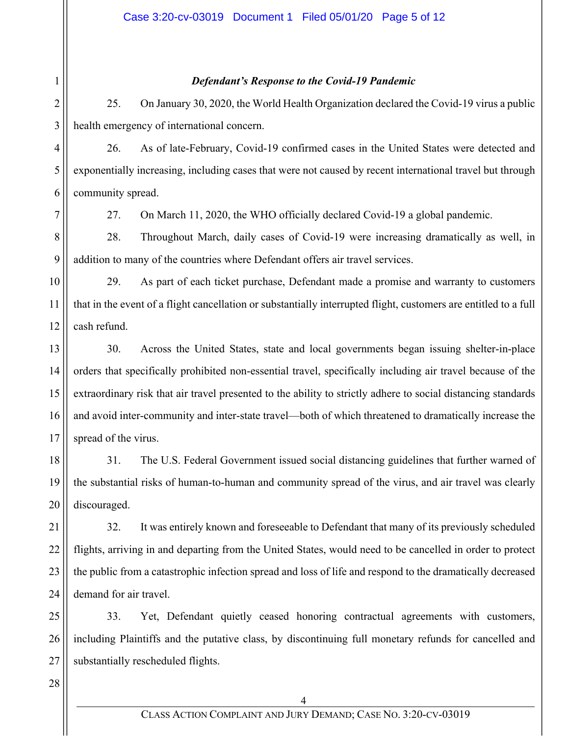***Defendant's Response to the Covid-19 Pandemic***

25. On January 30, 2020, the World Health Organization declared the Covid-19 virus a public health emergency of international concern.

26. As of late-February, Covid-19 confirmed cases in the United States were detected and exponentially increasing, including cases that were not caused by recent international travel but through community spread.

27. On March 11, 2020, the WHO officially declared Covid-19 a global pandemic.

28. Throughout March, daily cases of Covid-19 were increasing dramatically as well, in addition to many of the countries where Defendant offers air travel services.

29. As part of each ticket purchase, Defendant made a promise and warranty to customers that in the event of a flight cancellation or substantially interrupted flight, customers are entitled to a full cash refund.

30. Across the United States, state and local governments began issuing shelter-in-place orders that specifically prohibited non-essential travel, specifically including air travel because of the extraordinary risk that air travel presented to the ability to strictly adhere to social distancing standards and avoid inter-community and inter-state travel—both of which threatened to dramatically increase the spread of the virus.

31. The U.S. Federal Government issued social distancing guidelines that further warned of the substantial risks of human-to-human and community spread of the virus, and air travel was clearly discouraged.

32. It was entirely known and foreseeable to Defendant that many of its previously scheduled flights, arriving in and departing from the United States, would need to be cancelled in order to protect the public from a catastrophic infection spread and loss of life and respond to the dramatically decreased demand for air travel.

33. Yet, Defendant quietly ceased honoring contractual agreements with customers, including Plaintiffs and the putative class, by discontinuing full monetary refunds for cancelled and substantially rescheduled flights.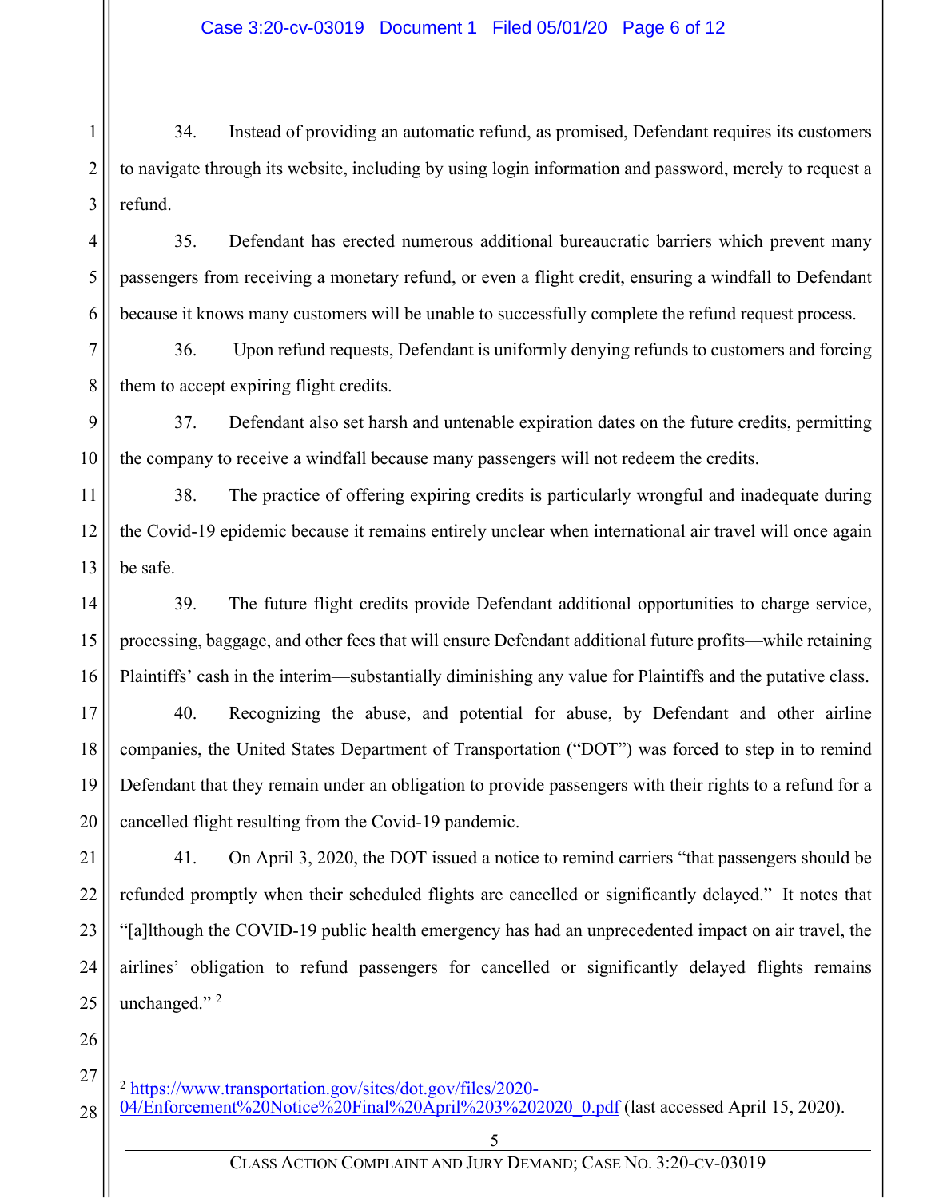34. Instead of providing an automatic refund, as promised, Defendant requires its customers to navigate through its website, including by using login information and password, merely to request a refund.

35. Defendant has erected numerous additional bureaucratic barriers which prevent many passengers from receiving a monetary refund, or even a flight credit, ensuring a windfall to Defendant because it knows many customers will be unable to successfully complete the refund request process.

36. Upon refund requests, Defendant is uniformly denying refunds to customers and forcing them to accept expiring flight credits.

37. Defendant also set harsh and untenable expiration dates on the future credits, permitting the company to receive a windfall because many passengers will not redeem the credits.

38. The practice of offering expiring credits is particularly wrongful and inadequate during the Covid-19 epidemic because it remains entirely unclear when international air travel will once again be safe.

39. The future flight credits provide Defendant additional opportunities to charge service, processing, baggage, and other fees that will ensure Defendant additional future profits—while retaining Plaintiffs' cash in the interim—substantially diminishing any value for Plaintiffs and the putative class.

40. Recognizing the abuse, and potential for abuse, by Defendant and other airline companies, the United States Department of Transportation ("DOT") was forced to step in to remind Defendant that they remain under an obligation to provide passengers with their rights to a refund for a cancelled flight resulting from the Covid-19 pandemic.

41. On April 3, 2020, the DOT issued a notice to remind carriers "that passengers should be refunded promptly when their scheduled flights are cancelled or significantly delayed." It notes that "[a]lthough the COVID-19 public health emergency has had an unprecedented impact on air travel, the airlines' obligation to refund passengers for cancelled or significantly delayed flights remains unchanged." [2]

---

[2] https://www.transportation.gov/sites/dot.gov/files/2020-04/Enforcement%20Notice%20Final%20April%203%202020_0.pdf (last accessed April 15, 2020).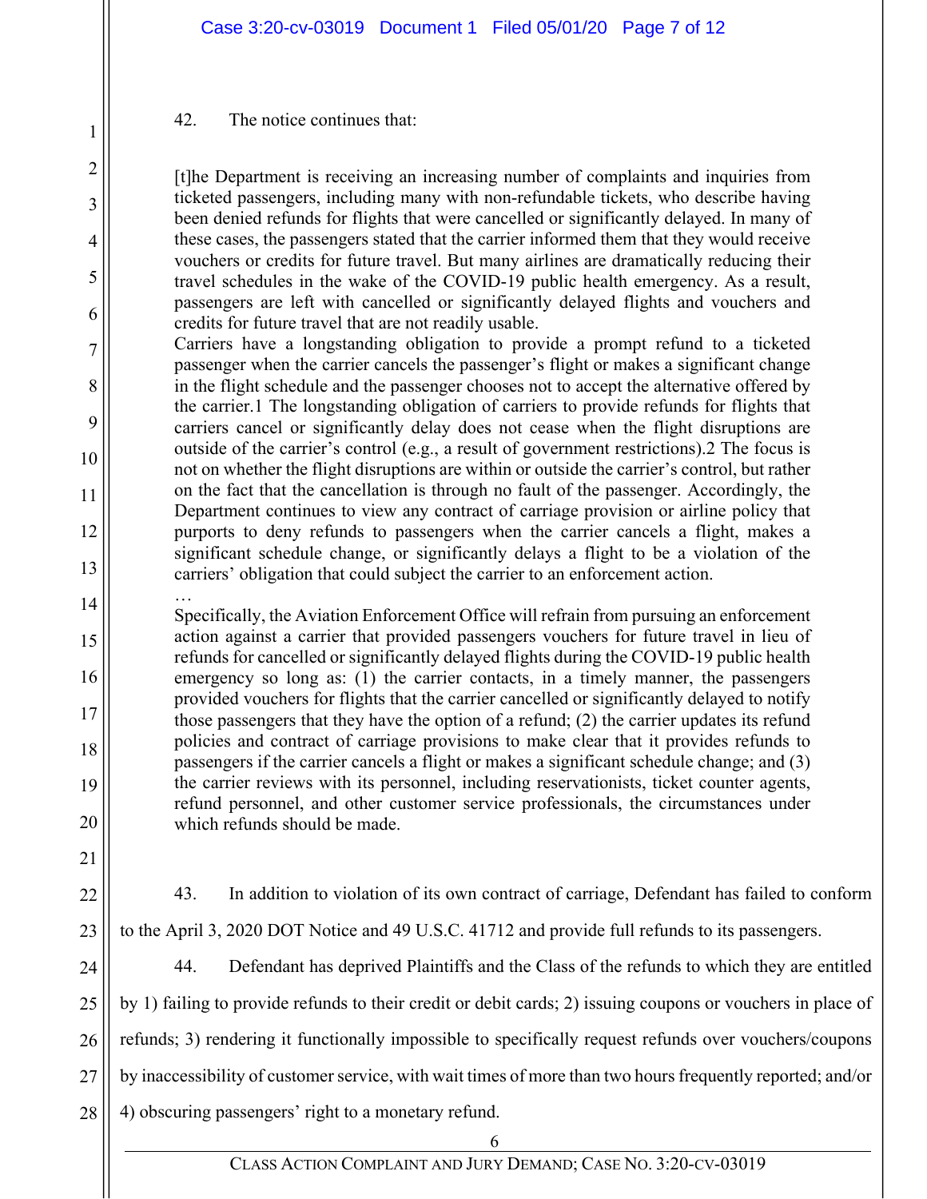42. The notice continues that:

> [t]he Department is receiving an increasing number of complaints and inquiries from ticketed passengers, including many with non-refundable tickets, who describe having been denied refunds for flights that were cancelled or significantly delayed. In many of these cases, the passengers stated that the carrier informed them that they would receive vouchers or credits for future travel. But many airlines are dramatically reducing their travel schedules in the wake of the COVID-19 public health emergency. As a result, passengers are left with cancelled or significantly delayed flights and vouchers and credits for future travel that are not readily usable.
>
> Carriers have a longstanding obligation to provide a prompt refund to a ticketed passenger when the carrier cancels the passenger's flight or makes a significant change in the flight schedule and the passenger chooses not to accept the alternative offered by the carrier.1 The longstanding obligation of carriers to provide refunds for flights that carriers cancel or significantly delay does not cease when the flight disruptions are outside of the carrier's control (e.g., a result of government restrictions).2 The focus is not on whether the flight disruptions are within or outside the carrier's control, but rather on the fact that the cancellation is through no fault of the passenger. Accordingly, the Department continues to view any contract of carriage provision or airline policy that purports to deny refunds to passengers when the carrier cancels a flight, makes a significant schedule change, or significantly delays a flight to be a violation of the carriers' obligation that could subject the carrier to an enforcement action.
>
> …
>
> Specifically, the Aviation Enforcement Office will refrain from pursuing an enforcement action against a carrier that provided passengers vouchers for future travel in lieu of refunds for cancelled or significantly delayed flights during the COVID-19 public health emergency so long as: (1) the carrier contacts, in a timely manner, the passengers provided vouchers for flights that the carrier cancelled or significantly delayed to notify those passengers that they have the option of a refund; (2) the carrier updates its refund policies and contract of carriage provisions to make clear that it provides refunds to passengers if the carrier cancels a flight or makes a significant schedule change; and (3) the carrier reviews with its personnel, including reservationists, ticket counter agents, refund personnel, and other customer service professionals, the circumstances under which refunds should be made.

43. In addition to violation of its own contract of carriage, Defendant has failed to conform to the April 3, 2020 DOT Notice and 49 U.S.C. 41712 and provide full refunds to its passengers.

44. Defendant has deprived Plaintiffs and the Class of the refunds to which they are entitled by 1) failing to provide refunds to their credit or debit cards; 2) issuing coupons or vouchers in place of refunds; 3) rendering it functionally impossible to specifically request refunds over vouchers/coupons by inaccessibility of customer service, with wait times of more than two hours frequently reported; and/or 4) obscuring passengers' right to a monetary refund.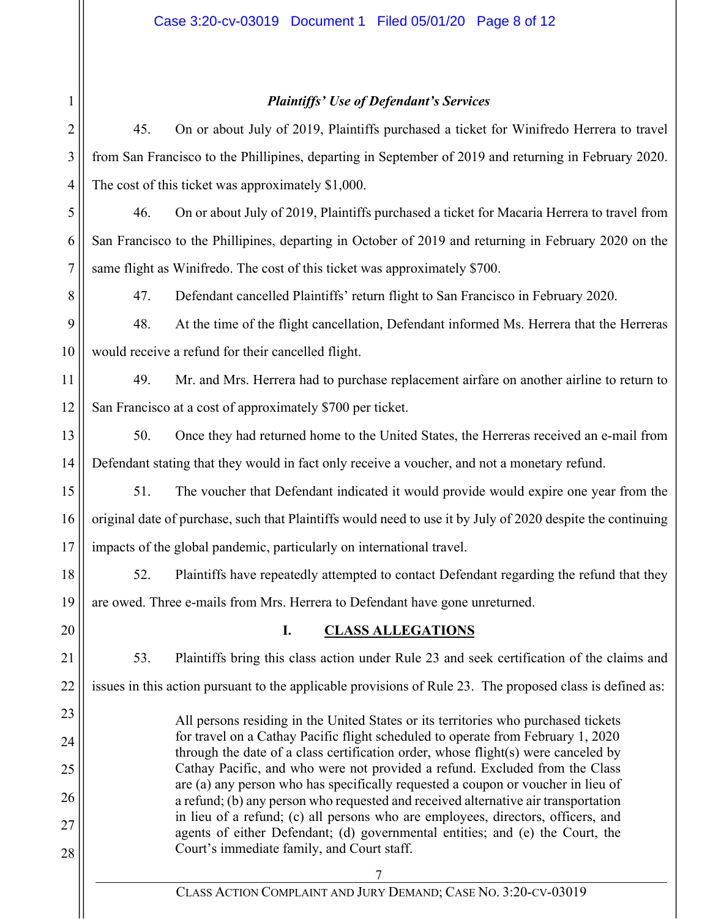***Plaintiffs' Use of Defendant's Services***

45. On or about July of 2019, Plaintiffs purchased a ticket for Winifredo Herrera to travel from San Francisco to the Phillipines, departing in September of 2019 and returning in February 2020. The cost of this ticket was approximately $1,000.

46. On or about July of 2019, Plaintiffs purchased a ticket for Macaria Herrera to travel from San Francisco to the Phillipines, departing in October of 2019 and returning in February 2020 on the same flight as Winifredo. The cost of this ticket was approximately $700.

47. Defendant cancelled Plaintiffs' return flight to San Francisco in February 2020.

48. At the time of the flight cancellation, Defendant informed Ms. Herrera that the Herreras would receive a refund for their cancelled flight.

49. Mr. and Mrs. Herrera had to purchase replacement airfare on another airline to return to San Francisco at a cost of approximately $700 per ticket.

50. Once they had returned home to the United States, the Herreras received an e-mail from Defendant stating that they would in fact only receive a voucher, and not a monetary refund.

51. The voucher that Defendant indicated it would provide would expire one year from the original date of purchase, such that Plaintiffs would need to use it by July of 2020 despite the continuing impacts of the global pandemic, particularly on international travel.

52. Plaintiffs have repeatedly attempted to contact Defendant regarding the refund that they are owed. Three e-mails from Mrs. Herrera to Defendant have gone unreturned.

## I. <u>CLASS ALLEGATIONS</u>

53. Plaintiffs bring this class action under Rule 23 and seek certification of the claims and issues in this action pursuant to the applicable provisions of Rule 23. The proposed class is defined as:

> All persons residing in the United States or its territories who purchased tickets for travel on a Cathay Pacific flight scheduled to operate from February 1, 2020 through the date of a class certification order, whose flight(s) were canceled by Cathay Pacific, and who were not provided a refund. Excluded from the Class are (a) any person who has specifically requested a coupon or voucher in lieu of a refund; (b) any person who requested and received alternative air transportation in lieu of a refund; (c) all persons who are employees, directors, officers, and agents of either Defendant; (d) governmental entities; and (e) the Court, the Court's immediate family, and Court staff.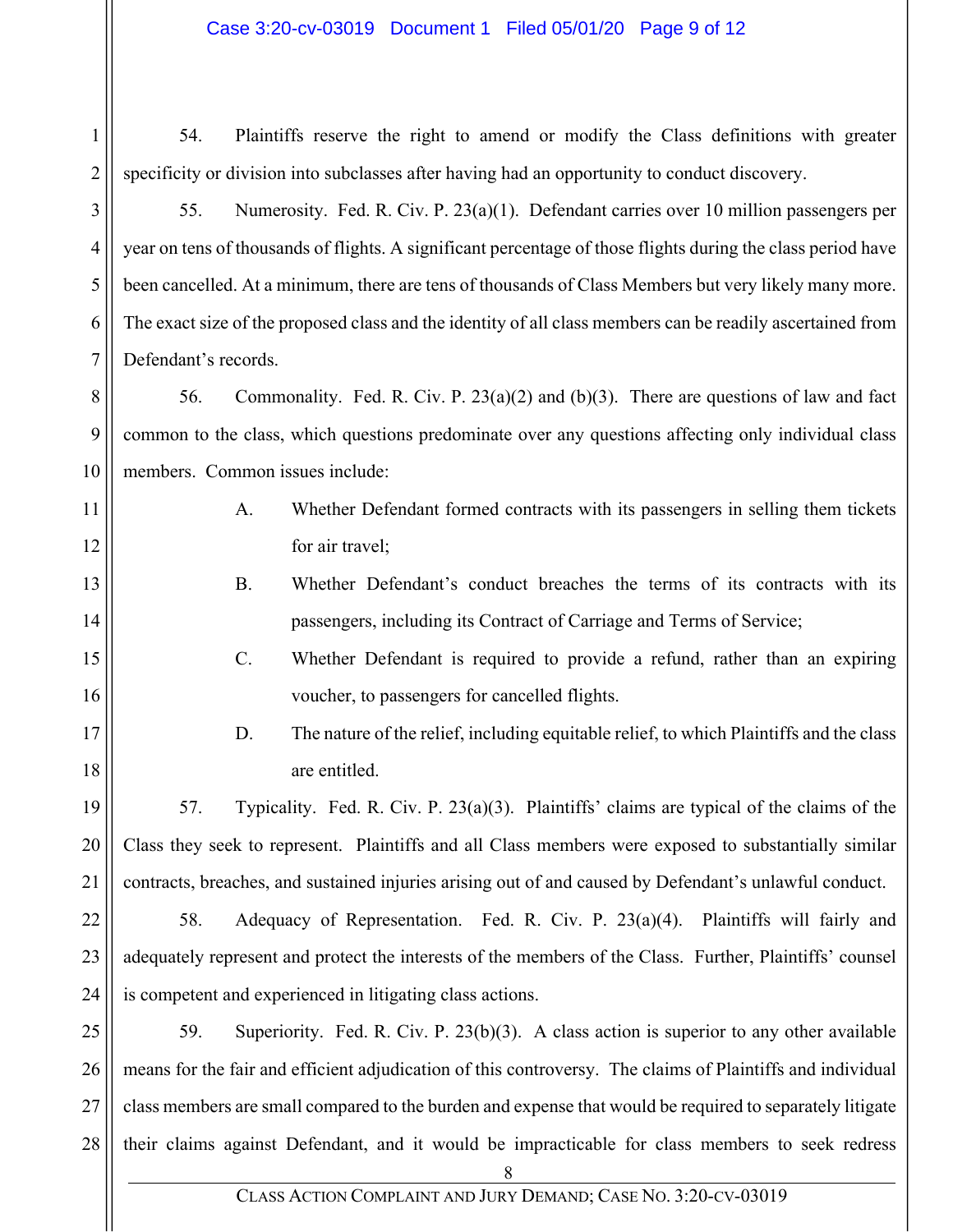54. Plaintiffs reserve the right to amend or modify the Class definitions with greater specificity or division into subclasses after having had an opportunity to conduct discovery.

55. Numerosity. Fed. R. Civ. P. 23(a)(1). Defendant carries over 10 million passengers per year on tens of thousands of flights. A significant percentage of those flights during the class period have been cancelled. At a minimum, there are tens of thousands of Class Members but very likely many more. The exact size of the proposed class and the identity of all class members can be readily ascertained from Defendant's records.

56. Commonality. Fed. R. Civ. P. 23(a)(2) and (b)(3). There are questions of law and fact common to the class, which questions predominate over any questions affecting only individual class members. Common issues include:

> A. Whether Defendant formed contracts with its passengers in selling them tickets for air travel;
>
> B. Whether Defendant's conduct breaches the terms of its contracts with its passengers, including its Contract of Carriage and Terms of Service;
>
> C. Whether Defendant is required to provide a refund, rather than an expiring voucher, to passengers for cancelled flights.
>
> D. The nature of the relief, including equitable relief, to which Plaintiffs and the class are entitled.

57. Typicality. Fed. R. Civ. P. 23(a)(3). Plaintiffs' claims are typical of the claims of the Class they seek to represent. Plaintiffs and all Class members were exposed to substantially similar contracts, breaches, and sustained injuries arising out of and caused by Defendant's unlawful conduct.

58. Adequacy of Representation. Fed. R. Civ. P. 23(a)(4). Plaintiffs will fairly and adequately represent and protect the interests of the members of the Class. Further, Plaintiffs' counsel is competent and experienced in litigating class actions.

59. Superiority. Fed. R. Civ. P. 23(b)(3). A class action is superior to any other available means for the fair and efficient adjudication of this controversy. The claims of Plaintiffs and individual class members are small compared to the burden and expense that would be required to separately litigate their claims against Defendant, and it would be impracticable for class members to seek redress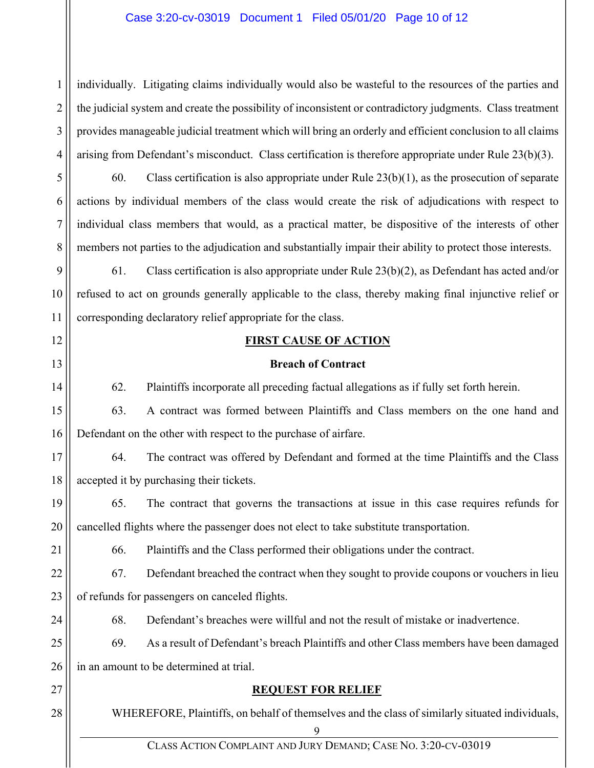individually. Litigating claims individually would also be wasteful to the resources of the parties and the judicial system and create the possibility of inconsistent or contradictory judgments. Class treatment provides manageable judicial treatment which will bring an orderly and efficient conclusion to all claims arising from Defendant's misconduct. Class certification is therefore appropriate under Rule 23(b)(3).

60. Class certification is also appropriate under Rule 23(b)(1), as the prosecution of separate actions by individual members of the class would create the risk of adjudications with respect to individual class members that would, as a practical matter, be dispositive of the interests of other members not parties to the adjudication and substantially impair their ability to protect those interests.

61. Class certification is also appropriate under Rule 23(b)(2), as Defendant has acted and/or refused to act on grounds generally applicable to the class, thereby making final injunctive relief or corresponding declaratory relief appropriate for the class.

## FIRST CAUSE OF ACTION

### Breach of Contract

62. Plaintiffs incorporate all preceding factual allegations as if fully set forth herein.

63. A contract was formed between Plaintiffs and Class members on the one hand and Defendant on the other with respect to the purchase of airfare.

64. The contract was offered by Defendant and formed at the time Plaintiffs and the Class accepted it by purchasing their tickets.

65. The contract that governs the transactions at issue in this case requires refunds for cancelled flights where the passenger does not elect to take substitute transportation.

66. Plaintiffs and the Class performed their obligations under the contract.

67. Defendant breached the contract when they sought to provide coupons or vouchers in lieu of refunds for passengers on canceled flights.

68. Defendant's breaches were willful and not the result of mistake or inadvertence.

69. As a result of Defendant's breach Plaintiffs and other Class members have been damaged in an amount to be determined at trial.

## REQUEST FOR RELIEF

WHEREFORE, Plaintiffs, on behalf of themselves and the class of similarly situated individuals,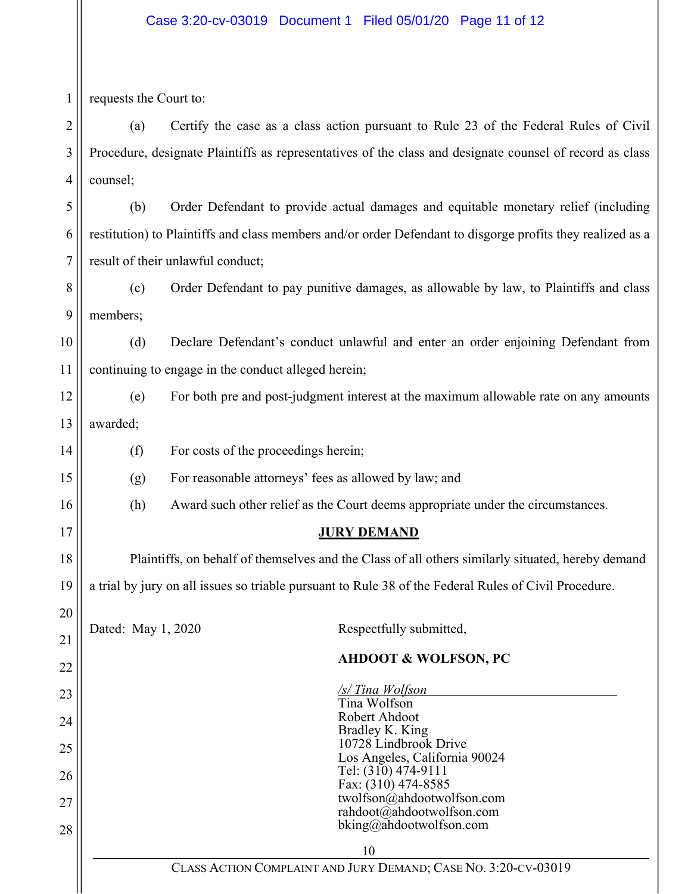requests the Court to:

(a) Certify the case as a class action pursuant to Rule 23 of the Federal Rules of Civil Procedure, designate Plaintiffs as representatives of the class and designate counsel of record as class counsel;

(b) Order Defendant to provide actual damages and equitable monetary relief (including restitution) to Plaintiffs and class members and/or order Defendant to disgorge profits they realized as a result of their unlawful conduct;

(c) Order Defendant to pay punitive damages, as allowable by law, to Plaintiffs and class members;

(d) Declare Defendant's conduct unlawful and enter an order enjoining Defendant from continuing to engage in the conduct alleged herein;

(e) For both pre and post-judgment interest at the maximum allowable rate on any amounts awarded;

(f) For costs of the proceedings herein;

(g) For reasonable attorneys' fees as allowed by law; and

(h) Award such other relief as the Court deems appropriate under the circumstances.

**JURY DEMAND**

Plaintiffs, on behalf of themselves and the Class of all others similarly situated, hereby demand a trial by jury on all issues so triable pursuant to Rule 38 of the Federal Rules of Civil Procedure.

Dated: May 1, 2020

Respectfully submitted,

**AHDOOT & WOLFSON, PC**

*/s/ Tina Wolfson*
Tina Wolfson
Robert Ahdoot
Bradley K. King
10728 Lindbrook Drive
Los Angeles, California 90024
Tel: (310) 474-9111
Fax: (310) 474-8585
twolfson@ahdootwolfson.com
rahdoot@ahdootwolfson.com
bking@ahdootwolfson.com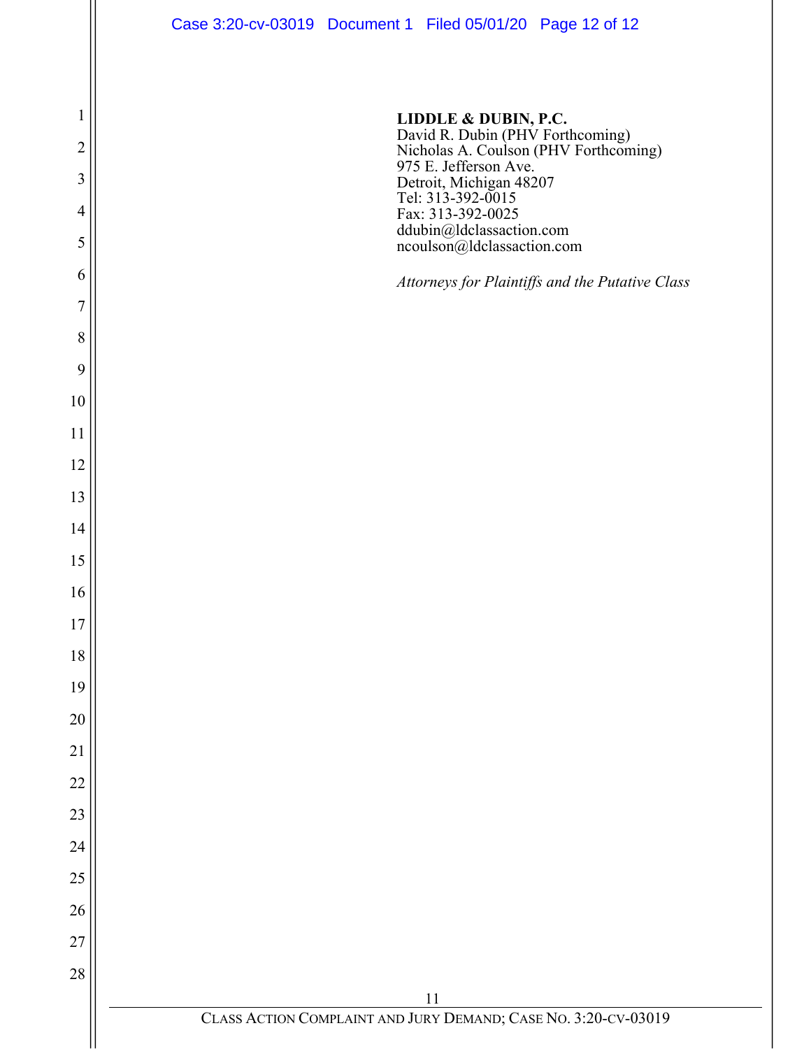**LIDDLE & DUBIN, P.C.**
David R. Dubin (PHV Forthcoming)
Nicholas A. Coulson (PHV Forthcoming)
975 E. Jefferson Ave.
Detroit, Michigan 48207
Tel: 313-392-0015
Fax: 313-392-0025
ddubin@ldclassaction.com
ncoulson@ldclassaction.com

*Attorneys for Plaintiffs and the Putative Class*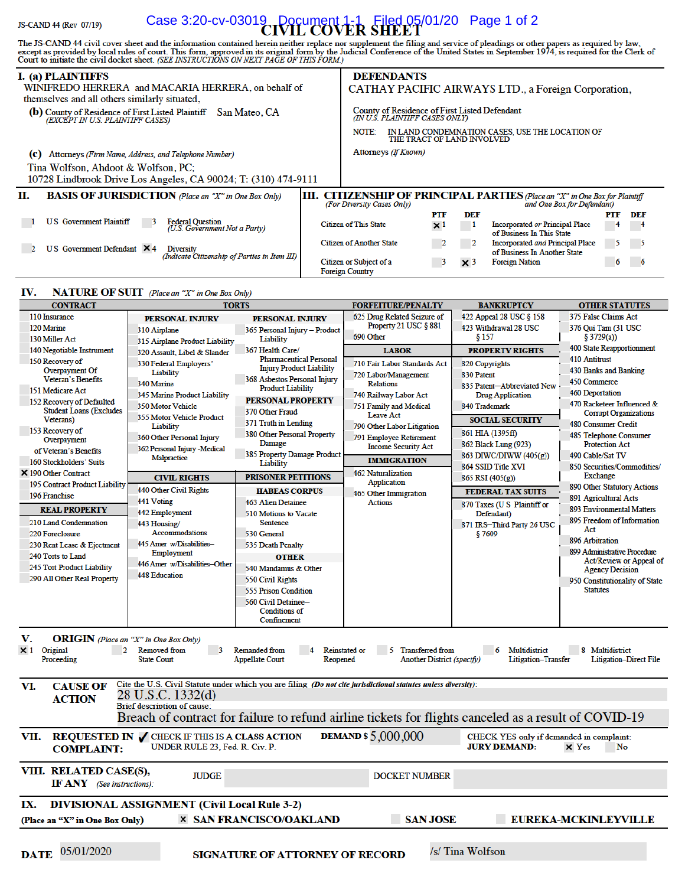JS-CAND 44 (Rev 07/19)

# CIVIL COVER SHEET

The JS-CAND 44 civil cover sheet and the information contained herein neither replace nor supplement the filing and service of pleadings or other papers as required by law, except as provided by local rules of court. This form, approved in its original form by the Judicial Conference of the United States in September 1974, is required for the Clerk of Court to initiate the civil docket sheet. *(SEE INSTRUCTIONS ON NEXT PAGE OF THIS FORM.)*

## I. (a) PLAINTIFFS

WINIFREDO HERRERA and MACARIA HERRERA, on behalf of themselves and all others similarly situated,

**(b)** County of Residence of First Listed Plaintiff: San Mateo, CA
*(EXCEPT IN U.S. PLAINTIFF CASES)*

**(c)** Attorneys *(Firm Name, Address, and Telephone Number)*
Tina Wolfson, Ahdoot & Wolfson, PC;
10728 Lindbrook Drive Los Angeles, CA 90024; T: (310) 474-9111

## DEFENDANTS

CATHAY PACIFIC AIRWAYS LTD., a Foreign Corporation,

County of Residence of First Listed Defendant
*(IN U.S. PLAINTIFF CASES ONLY)*

NOTE: IN LAND CONDEMNATION CASES, USE THE LOCATION OF THE TRACT OF LAND INVOLVED

Attorneys *(If Known)*

## II. BASIS OF JURISDICTION *(Place an "X" in One Box Only)*

- ☐ 1 U.S. Government Plaintiff
- ☐ 3 Federal Question *(U.S. Government Not a Party)*
- ☐ 2 U.S. Government Defendant
- ☒ 4 Diversity *(Indicate Citizenship of Parties in Item III)*

## III. CITIZENSHIP OF PRINCIPAL PARTIES *(Place an "X" in One Box for Plaintiff and One Box for Defendant)* *(For Diversity Cases Only)*

| | PTF | DEF | | PTF | DEF |
|---|---|---|---|---|---|
| Citizen of This State | ☒ 1 | ☐ 1 | Incorporated *or* Principal Place of Business In This State | ☐ 4 | ☐ 4 |
| Citizen of Another State | ☐ 2 | ☐ 2 | Incorporated *and* Principal Place of Business In Another State | ☐ 5 | ☐ 5 |
| Citizen or Subject of a Foreign Country | ☐ 3 | ☒ 3 | Foreign Nation | ☐ 6 | ☐ 6 |

## IV. NATURE OF SUIT *(Place an "X" in One Box Only)*

**CONTRACT**
- 110 Insurance
- 120 Marine
- 130 Miller Act
- 140 Negotiable Instrument
- 150 Recovery of Overpayment Of Veteran's Benefits
- 151 Medicare Act
- 152 Recovery of Defaulted Student Loans (Excludes Veterans)
- 153 Recovery of Overpayment of Veteran's Benefits
- 160 Stockholders' Suits
- ☒ 190 Other Contract
- 195 Contract Product Liability
- 196 Franchise

**REAL PROPERTY**
- 210 Land Condemnation
- 220 Foreclosure
- 230 Rent Lease & Ejectment
- 240 Torts to Land
- 245 Tort Product Liability
- 290 All Other Real Property

**TORTS — PERSONAL INJURY**
- 310 Airplane
- 315 Airplane Product Liability
- 320 Assault, Libel & Slander
- 330 Federal Employers' Liability
- 340 Marine
- 345 Marine Product Liability
- 350 Motor Vehicle
- 355 Motor Vehicle Product Liability
- 360 Other Personal Injury
- 362 Personal Injury -Medical Malpractice

**PERSONAL INJURY**
- 365 Personal Injury – Product Liability
- 367 Health Care/ Pharmaceutical Personal Injury Product Liability
- 368 Asbestos Personal Injury Product Liability

**PERSONAL PROPERTY**
- 370 Other Fraud
- 371 Truth in Lending
- 380 Other Personal Property Damage
- 385 Property Damage Product Liability

**CIVIL RIGHTS**
- 440 Other Civil Rights
- 441 Voting
- 442 Employment
- 443 Housing/ Accommodations
- 445 Amer. w/Disabilities–Employment
- 446 Amer. w/Disabilities–Other
- 448 Education

**PRISONER PETITIONS — HABEAS CORPUS**
- 463 Alien Detainee
- 510 Motions to Vacate Sentence
- 530 General
- 535 Death Penalty

**OTHER**
- 540 Mandamus & Other
- 550 Civil Rights
- 555 Prison Condition
- 560 Civil Detainee– Conditions of Confinement

**FORFEITURE/PENALTY**
- 625 Drug Related Seizure of Property 21 USC § 881
- 690 Other

**LABOR**
- 710 Fair Labor Standards Act
- 720 Labor/Management Relations
- 740 Railway Labor Act
- 751 Family and Medical Leave Act
- 790 Other Labor Litigation
- 791 Employee Retirement Income Security Act

**IMMIGRATION**
- 462 Naturalization Application
- 465 Other Immigration Actions

**BANKRUPTCY**
- 422 Appeal 28 USC § 158
- 423 Withdrawal 28 USC § 157

**PROPERTY RIGHTS**
- 820 Copyrights
- 830 Patent
- 835 Patent─Abbreviated New Drug Application
- 840 Trademark

**SOCIAL SECURITY**
- 861 HIA (1395ff)
- 862 Black Lung (923)
- 863 DIWC/DIWW (405(g))
- 864 SSID Title XVI
- 865 RSI (405(g))

**FEDERAL TAX SUITS**
- 870 Taxes (U.S. Plaintiff or Defendant)
- 871 IRS–Third Party 26 USC § 7609

**OTHER STATUTES**
- 375 False Claims Act
- 376 Qui Tam (31 USC § 3729(a))
- 400 State Reapportionment
- 410 Antitrust
- 430 Banks and Banking
- 450 Commerce
- 460 Deportation
- 470 Racketeer Influenced & Corrupt Organizations
- 480 Consumer Credit
- 485 Telephone Consumer Protection Act
- 490 Cable/Sat TV
- 850 Securities/Commodities/ Exchange
- 890 Other Statutory Actions
- 891 Agricultural Acts
- 893 Environmental Matters
- 895 Freedom of Information Act
- 896 Arbitration
- 899 Administrative Procedure Act/Review or Appeal of Agency Decision
- 950 Constitutionality of State Statutes

## V. ORIGIN *(Place an "X" in One Box Only)*

- ☒ 1 Original Proceeding
- ☐ 2 Removed from State Court
- ☐ 3 Remanded from Appellate Court
- ☐ 4 Reinstated or Reopened
- ☐ 5 Transferred from Another District *(specify)*
- ☐ 6 Multidistrict Litigation–Transfer
- ☐ 8 Multidistrict Litigation–Direct File

## VI. CAUSE OF ACTION

Cite the U.S. Civil Statute under which you are filing *(Do not cite jurisdictional statutes unless diversity)*: 28 U.S.C. 1332(d)

Brief description of cause: Breach of contract for failure to refund airline tickets for flights canceled as a result of COVID-19

## VII. REQUESTED IN COMPLAINT:

✓ CHECK IF THIS IS A CLASS ACTION UNDER RULE 23, Fed. R. Civ. P.

DEMAND $ 5,000,000

CHECK YES only if demanded in complaint: JURY DEMAND: ☒ Yes ☐ No

## VIII. RELATED CASE(S), IF ANY *(See instructions)*:

JUDGE: 　　　DOCKET NUMBER:

## IX. DIVISIONAL ASSIGNMENT (Civil Local Rule 3-2)

**(Place an "X" in One Box Only)** ☒ SAN FRANCISCO/OAKLAND ☐ SAN JOSE ☐ EUREKA-MCKINLEYVILLE

**DATE** 05/01/2020 　　**SIGNATURE OF ATTORNEY OF RECORD** /s/ Tina Wolfson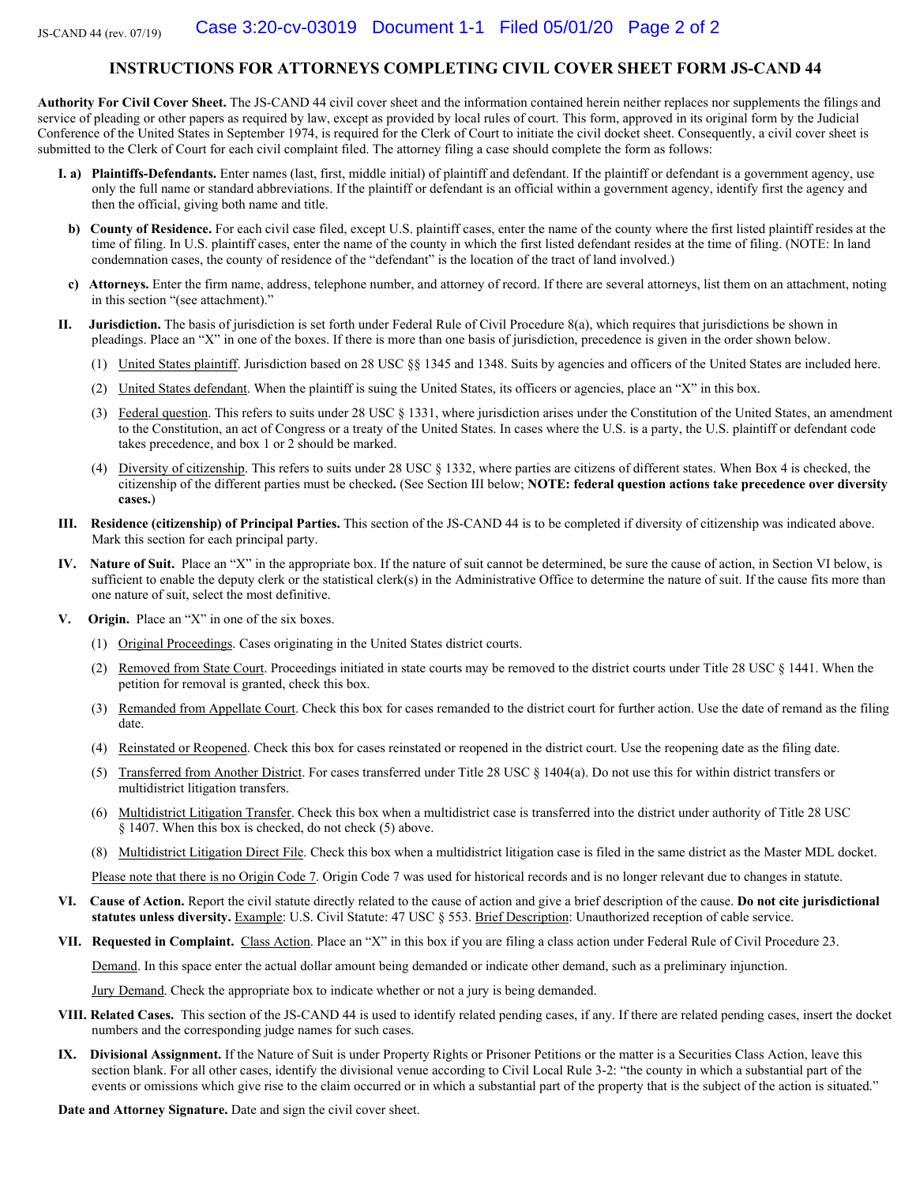## INSTRUCTIONS FOR ATTORNEYS COMPLETING CIVIL COVER SHEET FORM JS-CAND 44

**Authority For Civil Cover Sheet.** The JS-CAND 44 civil cover sheet and the information contained herein neither replaces nor supplements the filings and service of pleading or other papers as required by law, except as provided by local rules of court. This form, approved in its original form by the Judicial Conference of the United States in September 1974, is required for the Clerk of Court to initiate the civil docket sheet. Consequently, a civil cover sheet is submitted to the Clerk of Court for each civil complaint filed. The attorney filing a case should complete the form as follows:

- **I. a) Plaintiffs-Defendants.** Enter names (last, first, middle initial) of plaintiff and defendant. If the plaintiff or defendant is a government agency, use only the full name or standard abbreviations. If the plaintiff or defendant is an official within a government agency, identify first the agency and then the official, giving both name and title.
  - **b) County of Residence.** For each civil case filed, except U.S. plaintiff cases, enter the name of the county where the first listed plaintiff resides at the time of filing. In U.S. plaintiff cases, enter the name of the county in which the first listed defendant resides at the time of filing. (NOTE: In land condemnation cases, the county of residence of the "defendant" is the location of the tract of land involved.)
  - **c) Attorneys.** Enter the firm name, address, telephone number, and attorney of record. If there are several attorneys, list them on an attachment, noting in this section "(see attachment)."
- **II. Jurisdiction.** The basis of jurisdiction is set forth under Federal Rule of Civil Procedure 8(a), which requires that jurisdictions be shown in pleadings. Place an "X" in one of the boxes. If there is more than one basis of jurisdiction, precedence is given in the order shown below.
  - (1) United States plaintiff. Jurisdiction based on 28 USC §§ 1345 and 1348. Suits by agencies and officers of the United States are included here.
  - (2) United States defendant. When the plaintiff is suing the United States, its officers or agencies, place an "X" in this box.
  - (3) Federal question. This refers to suits under 28 USC § 1331, where jurisdiction arises under the Constitution of the United States, an amendment to the Constitution, an act of Congress or a treaty of the United States. In cases where the U.S. is a party, the U.S. plaintiff or defendant code takes precedence, and box 1 or 2 should be marked.
  - (4) Diversity of citizenship. This refers to suits under 28 USC § 1332, where parties are citizens of different states. When Box 4 is checked, the citizenship of the different parties must be checked**.** (See Section III below; **NOTE: federal question actions take precedence over diversity cases.**)
- **III. Residence (citizenship) of Principal Parties.** This section of the JS-CAND 44 is to be completed if diversity of citizenship was indicated above. Mark this section for each principal party.
- **IV. Nature of Suit.** Place an "X" in the appropriate box. If the nature of suit cannot be determined, be sure the cause of action, in Section VI below, is sufficient to enable the deputy clerk or the statistical clerk(s) in the Administrative Office to determine the nature of suit. If the cause fits more than one nature of suit, select the most definitive.
- **V. Origin.** Place an "X" in one of the six boxes.
  - (1) Original Proceedings. Cases originating in the United States district courts.
  - (2) Removed from State Court. Proceedings initiated in state courts may be removed to the district courts under Title 28 USC § 1441. When the petition for removal is granted, check this box.
  - (3) Remanded from Appellate Court. Check this box for cases remanded to the district court for further action. Use the date of remand as the filing date.
  - (4) Reinstated or Reopened. Check this box for cases reinstated or reopened in the district court. Use the reopening date as the filing date.
  - (5) Transferred from Another District. For cases transferred under Title 28 USC § 1404(a). Do not use this for within district transfers or multidistrict litigation transfers.
  - (6) Multidistrict Litigation Transfer. Check this box when a multidistrict case is transferred into the district under authority of Title 28 USC § 1407. When this box is checked, do not check (5) above.
  - (8) Multidistrict Litigation Direct File. Check this box when a multidistrict litigation case is filed in the same district as the Master MDL docket.

  Please note that there is no Origin Code 7. Origin Code 7 was used for historical records and is no longer relevant due to changes in statute.
- **VI. Cause of Action.** Report the civil statute directly related to the cause of action and give a brief description of the cause. **Do not cite jurisdictional statutes unless diversity.** Example: U.S. Civil Statute: 47 USC § 553. Brief Description: Unauthorized reception of cable service.
- **VII. Requested in Complaint.** Class Action. Place an "X" in this box if you are filing a class action under Federal Rule of Civil Procedure 23.

  Demand. In this space enter the actual dollar amount being demanded or indicate other demand, such as a preliminary injunction.

  Jury Demand. Check the appropriate box to indicate whether or not a jury is being demanded.
- **VIII. Related Cases.** This section of the JS-CAND 44 is used to identify related pending cases, if any. If there are related pending cases, insert the docket numbers and the corresponding judge names for such cases.
- **IX. Divisional Assignment.** If the Nature of Suit is under Property Rights or Prisoner Petitions or the matter is a Securities Class Action, leave this section blank. For all other cases, identify the divisional venue according to Civil Local Rule 3-2: "the county in which a substantial part of the events or omissions which give rise to the claim occurred or in which a substantial part of the property that is the subject of the action is situated."

**Date and Attorney Signature.** Date and sign the civil cover sheet.